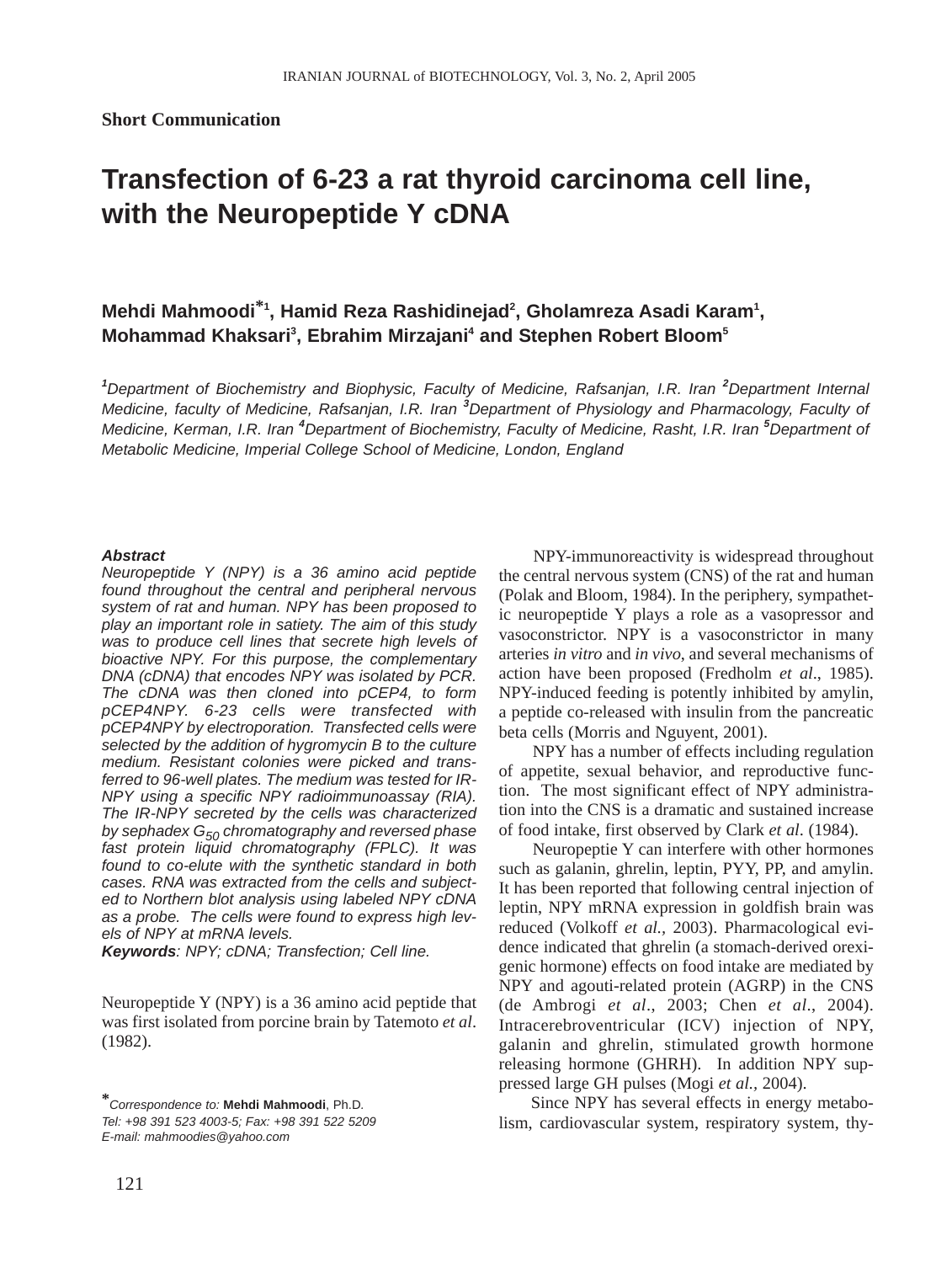**Short Communication**

# Transfection of 6-23 a rat thyroid carcinoma cell line, with the Neuropeptide Y cDNA

**Mehdi Mahmoodi*[1], Hamid Reza Rashidinejad[2], Gholamreza Asadi Karam[1], Mohammad Khaksari[3], Ebrahim Mirzajani[4] and Stephen Robert Bloom[5]**

*[1]Department of Biochemistry and Biophysic, Faculty of Medicine, Rafsanjan, I.R. Iran [2]Department Internal Medicine, faculty of Medicine, Rafsanjan, I.R. Iran [3]Department of Physiology and Pharmacology, Faculty of Medicine, Kerman, I.R. Iran [4]Department of Biochemistry, Faculty of Medicine, Rasht, I.R. Iran [5]Department of Metabolic Medicine, Imperial College School of Medicine, London, England*

***Abstract***

*Neuropeptide Y (NPY) is a 36 amino acid peptide found throughout the central and peripheral nervous system of rat and human. NPY has been proposed to play an important role in satiety. The aim of this study was to produce cell lines that secrete high levels of bioactive NPY. For this purpose, the complementary DNA (cDNA) that encodes NPY was isolated by PCR. The cDNA was then cloned into pCEP4, to form pCEP4NPY. 6-23 cells were transfected with pCEP4NPY by electroporation. Transfected cells were selected by the addition of hygromycin B to the culture medium. Resistant colonies were picked and transferred to 96-well plates. The medium was tested for IR-NPY using a specific NPY radioimmunoassay (RIA). The IR-NPY secreted by the cells was characterized by sephadex $G_{50}$ chromatography and reversed phase fast protein liquid chromatography (FPLC). It was found to co-elute with the synthetic standard in both cases. RNA was extracted from the cells and subjected to Northern blot analysis using labeled NPY cDNA as a probe. The cells were found to express high levels of NPY at mRNA levels.*

***Keywords**: NPY; cDNA; Transfection; Cell line.*

Neuropeptide Y (NPY) is a 36 amino acid peptide that was first isolated from porcine brain by Tatemoto *et al*. (1982).

NPY-immunoreactivity is widespread throughout the central nervous system (CNS) of the rat and human (Polak and Bloom, 1984). In the periphery, sympathetic neuropeptide Y plays a role as a vasopressor and vasoconstrictor. NPY is a vasoconstrictor in many arteries *in vitro* and *in vivo*, and several mechanisms of action have been proposed (Fredholm *et al*., 1985). NPY-induced feeding is potently inhibited by amylin, a peptide co-released with insulin from the pancreatic beta cells (Morris and Nguyent, 2001).

NPY has a number of effects including regulation of appetite, sexual behavior, and reproductive function. The most significant effect of NPY administration into the CNS is a dramatic and sustained increase of food intake, first observed by Clark *et al*. (1984).

Neuropeptie Y can interfere with other hormones such as galanin, ghrelin, leptin, PYY, PP, and amylin. It has been reported that following central injection of leptin, NPY mRNA expression in goldfish brain was reduced (Volkoff *et al.*, 2003). Pharmacological evidence indicated that ghrelin (a stomach-derived orexigenic hormone) effects on food intake are mediated by NPY and agouti-related protein (AGRP) in the CNS (de Ambrogi *et al*., 2003; Chen *et al*., 2004). Intracerebroventricular (ICV) injection of NPY, galanin and ghrelin, stimulated growth hormone releasing hormone (GHRH). In addition NPY suppressed large GH pulses (Mogi *et al.*, 2004).

Since NPY has several effects in energy metabolism, cardiovascular system, respiratory system, thy-

*Correspondence to: **Mehdi Mahmoodi**, Ph.D.
*Tel: +98 391 523 4003-5; Fax: +98 391 522 5209*
*E-mail: mahmoodies@yahoo.com*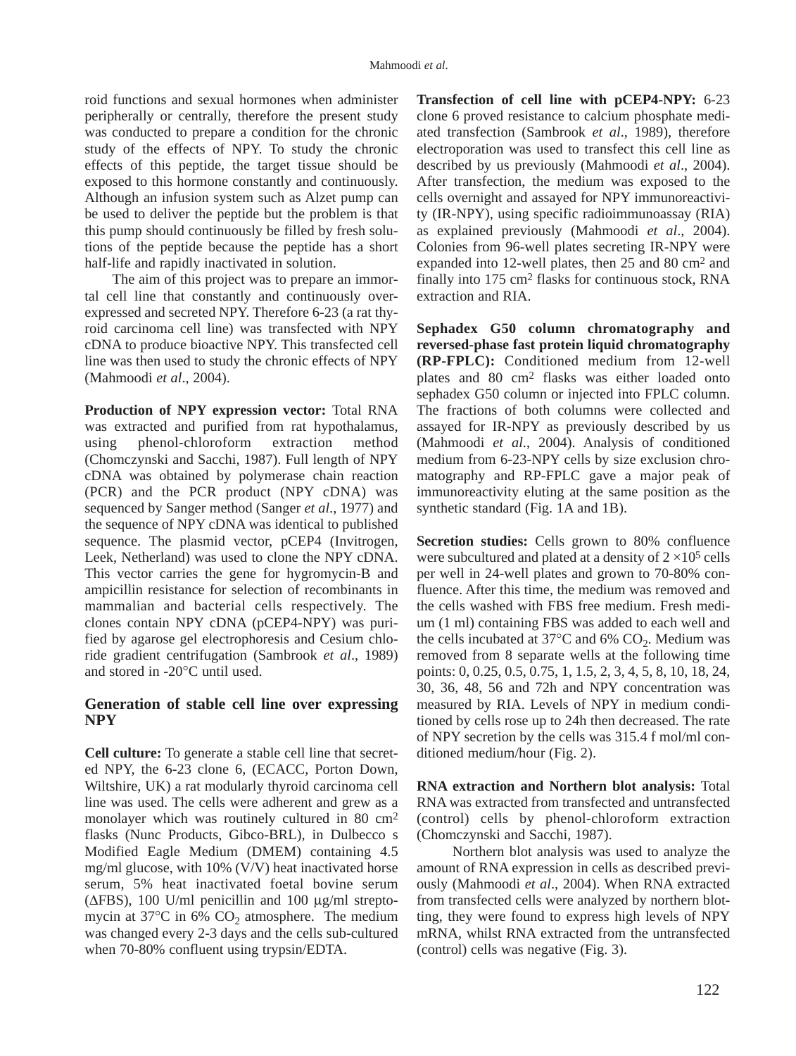roid functions and sexual hormones when administer peripherally or centrally, therefore the present study was conducted to prepare a condition for the chronic study of the effects of NPY. To study the chronic effects of this peptide, the target tissue should be exposed to this hormone constantly and continuously. Although an infusion system such as Alzet pump can be used to deliver the peptide but the problem is that this pump should continuously be filled by fresh solutions of the peptide because the peptide has a short half-life and rapidly inactivated in solution.

The aim of this project was to prepare an immortal cell line that constantly and continuously overexpressed and secreted NPY. Therefore 6-23 (a rat thyroid carcinoma cell line) was transfected with NPY cDNA to produce bioactive NPY. This transfected cell line was then used to study the chronic effects of NPY (Mahmoodi *et al*., 2004).

**Production of NPY expression vector:** Total RNA was extracted and purified from rat hypothalamus, using phenol-chloroform extraction method (Chomczynski and Sacchi, 1987). Full length of NPY cDNA was obtained by polymerase chain reaction (PCR) and the PCR product (NPY cDNA) was sequenced by Sanger method (Sanger *et al*., 1977) and the sequence of NPY cDNA was identical to published sequence. The plasmid vector, pCEP4 (Invitrogen, Leek, Netherland) was used to clone the NPY cDNA. This vector carries the gene for hygromycin-B and ampicillin resistance for selection of recombinants in mammalian and bacterial cells respectively. The clones contain NPY cDNA (pCEP4-NPY) was purified by agarose gel electrophoresis and Cesium chloride gradient centrifugation (Sambrook *et al*., 1989) and stored in -20°C until used.

## Generation of stable cell line over expressing NPY

**Cell culture:** To generate a stable cell line that secreted NPY, the 6-23 clone 6, (ECACC, Porton Down, Wiltshire, UK) a rat modularly thyroid carcinoma cell line was used. The cells were adherent and grew as a monolayer which was routinely cultured in 80 $cm^2$ flasks (Nunc Products, Gibco-BRL), in Dulbecco s Modified Eagle Medium (DMEM) containing 4.5 mg/ml glucose, with 10% (V/V) heat inactivated horse serum, 5% heat inactivated foetal bovine serum (ΔFBS), 100 U/ml penicillin and 100 μg/ml streptomycin at 37°C in 6% $CO_2$ atmosphere. The medium was changed every 2-3 days and the cells sub-cultured when 70-80% confluent using trypsin/EDTA.

**Transfection of cell line with pCEP4-NPY:** 6-23 clone 6 proved resistance to calcium phosphate mediated transfection (Sambrook *et al*., 1989), therefore electroporation was used to transfect this cell line as described by us previously (Mahmoodi *et al*., 2004). After transfection, the medium was exposed to the cells overnight and assayed for NPY immunoreactivity (IR-NPY), using specific radioimmunoassay (RIA) as explained previously (Mahmoodi *et al*., 2004). Colonies from 96-well plates secreting IR-NPY were expanded into 12-well plates, then 25 and 80 $cm^2$ and finally into 175 $cm^2$ flasks for continuous stock, RNA extraction and RIA.

**Sephadex G50 column chromatography and reversed-phase fast protein liquid chromatography (RP-FPLC):** Conditioned medium from 12-well plates and 80 $cm^2$ flasks was either loaded onto sephadex G50 column or injected into FPLC column. The fractions of both columns were collected and assayed for IR-NPY as previously described by us (Mahmoodi *et al*., 2004). Analysis of conditioned medium from 6-23-NPY cells by size exclusion chromatography and RP-FPLC gave a major peak of immunoreactivity eluting at the same position as the synthetic standard (Fig. 1A and 1B).

**Secretion studies:** Cells grown to 80% confluence were subcultured and plated at a density of $2 \times 10^5$ cells per well in 24-well plates and grown to 70-80% confluence. After this time, the medium was removed and the cells washed with FBS free medium. Fresh medium (1 ml) containing FBS was added to each well and the cells incubated at 37°C and 6% $CO_2$. Medium was removed from 8 separate wells at the following time points: 0, 0.25, 0.5, 0.75, 1, 1.5, 2, 3, 4, 5, 8, 10, 18, 24, 30, 36, 48, 56 and 72h and NPY concentration was measured by RIA. Levels of NPY in medium conditioned by cells rose up to 24h then decreased. The rate of NPY secretion by the cells was 315.4 f mol/ml conditioned medium/hour (Fig. 2).

**RNA extraction and Northern blot analysis:** Total RNA was extracted from transfected and untransfected (control) cells by phenol-chloroform extraction (Chomczynski and Sacchi, 1987).

Northern blot analysis was used to analyze the amount of RNA expression in cells as described previously (Mahmoodi *et al*., 2004). When RNA extracted from transfected cells were analyzed by northern blotting, they were found to express high levels of NPY mRNA, whilst RNA extracted from the untransfected (control) cells was negative (Fig. 3).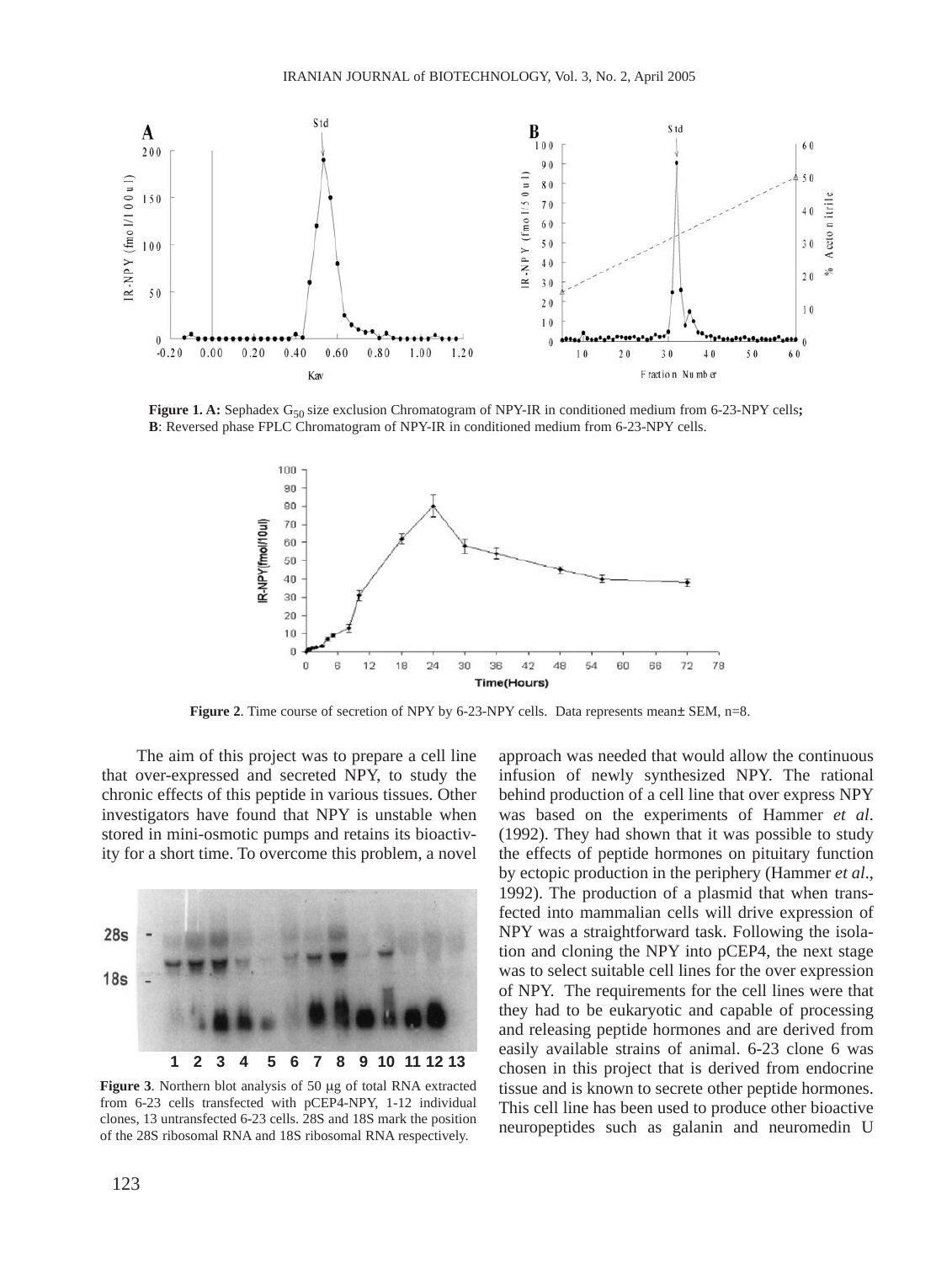**Figure 1. A:** Sephadex $G_{50}$ size exclusion Chromatogram of NPY-IR in conditioned medium from 6-23-NPY cells; **B**: Reversed phase FPLC Chromatogram of NPY-IR in conditioned medium from 6-23-NPY cells.

**Figure 2**. Time course of secretion of NPY by 6-23-NPY cells. Data represents mean± SEM, n=8.

The aim of this project was to prepare a cell line that over-expressed and secreted NPY, to study the chronic effects of this peptide in various tissues. Other investigators have found that NPY is unstable when stored in mini-osmotic pumps and retains its bioactivity for a short time. To overcome this problem, a novel approach was needed that would allow the continuous infusion of newly synthesized NPY. The rational behind production of a cell line that over express NPY was based on the experiments of Hammer *et al*. (1992). They had shown that it was possible to study the effects of peptide hormones on pituitary function by ectopic production in the periphery (Hammer *et al*., 1992). The production of a plasmid that when transfected into mammalian cells will drive expression of NPY was a straightforward task. Following the isolation and cloning the NPY into pCEP4, the next stage was to select suitable cell lines for the over expression of NPY. The requirements for the cell lines were that they had to be eukaryotic and capable of processing and releasing peptide hormones and are derived from easily available strains of animal. 6-23 clone 6 was chosen in this project that is derived from endocrine tissue and is known to secrete other peptide hormones. This cell line has been used to produce other bioactive neuropeptides such as galanin and neuromedin U

**Figure 3**. Northern blot analysis of 50 µg of total RNA extracted from 6-23 cells transfected with pCEP4-NPY, 1-12 individual clones, 13 untransfected 6-23 cells. 28S and 18S mark the position of the 28S ribosomal RNA and 18S ribosomal RNA respectively.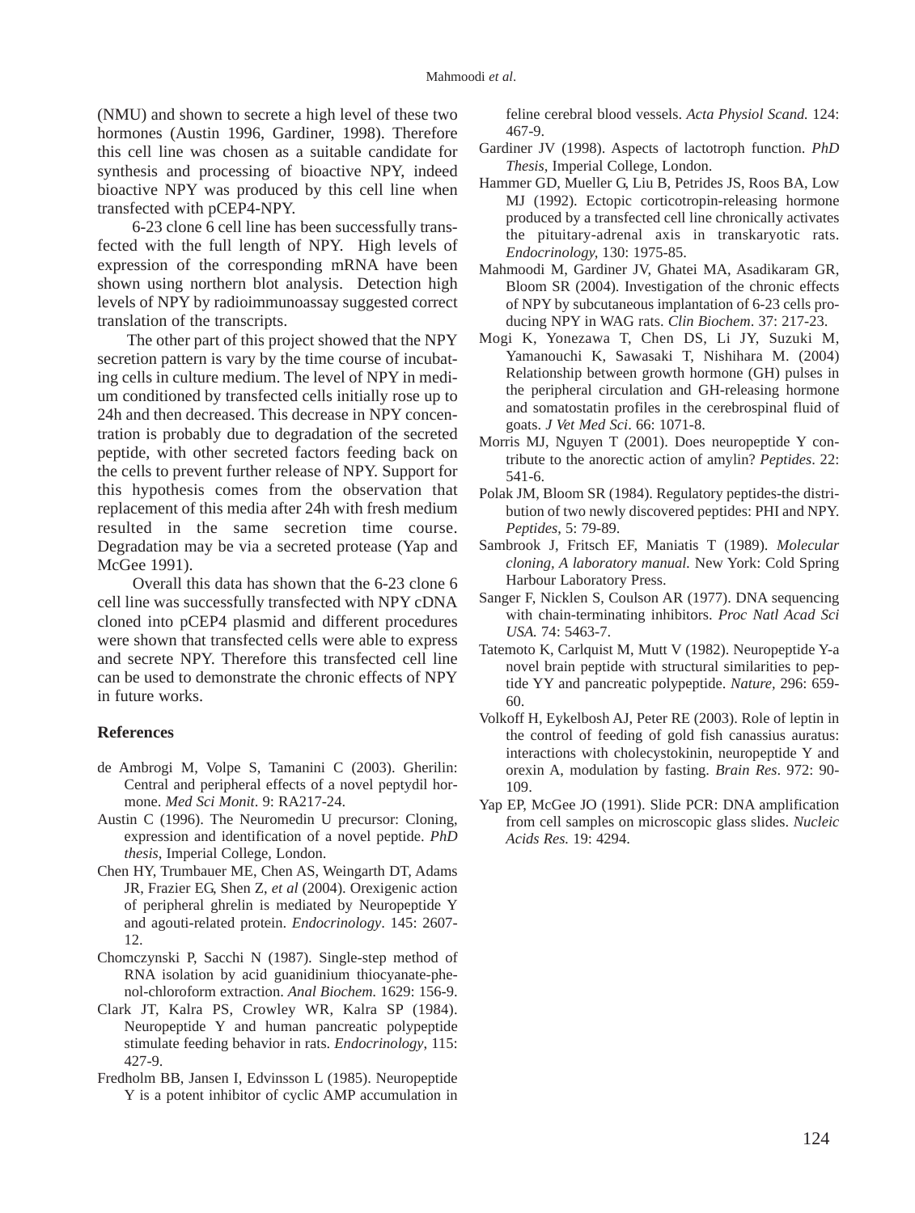(NMU) and shown to secrete a high level of these two hormones (Austin 1996, Gardiner, 1998). Therefore this cell line was chosen as a suitable candidate for synthesis and processing of bioactive NPY, indeed bioactive NPY was produced by this cell line when transfected with pCEP4-NPY.

6-23 clone 6 cell line has been successfully transfected with the full length of NPY. High levels of expression of the corresponding mRNA have been shown using northern blot analysis. Detection high levels of NPY by radioimmunoassay suggested correct translation of the transcripts.

The other part of this project showed that the NPY secretion pattern is vary by the time course of incubating cells in culture medium. The level of NPY in medium conditioned by transfected cells initially rose up to 24h and then decreased. This decrease in NPY concentration is probably due to degradation of the secreted peptide, with other secreted factors feeding back on the cells to prevent further release of NPY. Support for this hypothesis comes from the observation that replacement of this media after 24h with fresh medium resulted in the same secretion time course. Degradation may be via a secreted protease (Yap and McGee 1991).

Overall this data has shown that the 6-23 clone 6 cell line was successfully transfected with NPY cDNA cloned into pCEP4 plasmid and different procedures were shown that transfected cells were able to express and secrete NPY. Therefore this transfected cell line can be used to demonstrate the chronic effects of NPY in future works.

## References

de Ambrogi M, Volpe S, Tamanini C (2003). Gherilin: Central and peripheral effects of a novel peptydil hormone. *Med Sci Monit*. 9: RA217-24.

Austin C (1996). The Neuromedin U precursor: Cloning, expression and identification of a novel peptide. *PhD thesis*, Imperial College, London.

Chen HY, Trumbauer ME, Chen AS, Weingarth DT, Adams JR, Frazier EG, Shen Z, *et al* (2004). Orexigenic action of peripheral ghrelin is mediated by Neuropeptide Y and agouti-related protein. *Endocrinology*. 145: 2607-12.

Chomczynski P, Sacchi N (1987). Single-step method of RNA isolation by acid guanidinium thiocyanate-phenol-chloroform extraction. *Anal Biochem.* 1629: 156-9.

Clark JT, Kalra PS, Crowley WR, Kalra SP (1984). Neuropeptide Y and human pancreatic polypeptide stimulate feeding behavior in rats. *Endocrinology*, 115: 427-9.

Fredholm BB, Jansen I, Edvinsson L (1985). Neuropeptide Y is a potent inhibitor of cyclic AMP accumulation in feline cerebral blood vessels. *Acta Physiol Scand.* 124: 467-9.

Gardiner JV (1998). Aspects of lactotroph function. *PhD Thesis*, Imperial College, London.

Hammer GD, Mueller G, Liu B, Petrides JS, Roos BA, Low MJ (1992). Ectopic corticotropin-releasing hormone produced by a transfected cell line chronically activates the pituitary-adrenal axis in transkaryotic rats. *Endocrinology*, 130: 1975-85.

Mahmoodi M, Gardiner JV, Ghatei MA, Asadikaram GR, Bloom SR (2004). Investigation of the chronic effects of NPY by subcutaneous implantation of 6-23 cells producing NPY in WAG rats. *Clin Biochem*. 37: 217-23.

Mogi K, Yonezawa T, Chen DS, Li JY, Suzuki M, Yamanouchi K, Sawasaki T, Nishihara M. (2004) Relationship between growth hormone (GH) pulses in the peripheral circulation and GH-releasing hormone and somatostatin profiles in the cerebrospinal fluid of goats. *J Vet Med Sci*. 66: 1071-8.

Morris MJ, Nguyen T (2001). Does neuropeptide Y contribute to the anorectic action of amylin? *Peptides*. 22: 541-6.

Polak JM, Bloom SR (1984). Regulatory peptides-the distribution of two newly discovered peptides: PHI and NPY. *Peptides*, 5: 79-89.

Sambrook J, Fritsch EF, Maniatis T (1989). *Molecular cloning, A laboratory manual.* New York: Cold Spring Harbour Laboratory Press.

Sanger F, Nicklen S, Coulson AR (1977). DNA sequencing with chain-terminating inhibitors. *Proc Natl Acad Sci USA.* 74: 5463-7.

Tatemoto K, Carlquist M, Mutt V (1982). Neuropeptide Y-a novel brain peptide with structural similarities to peptide YY and pancreatic polypeptide. *Nature*, 296: 659-60.

Volkoff H, Eykelbosh AJ, Peter RE (2003). Role of leptin in the control of feeding of gold fish canassius auratus: interactions with cholecystokinin, neuropeptide Y and orexin A, modulation by fasting. *Brain Res*. 972: 90-109.

Yap EP, McGee JO (1991). Slide PCR: DNA amplification from cell samples on microscopic glass slides. *Nucleic Acids Res.* 19: 4294.